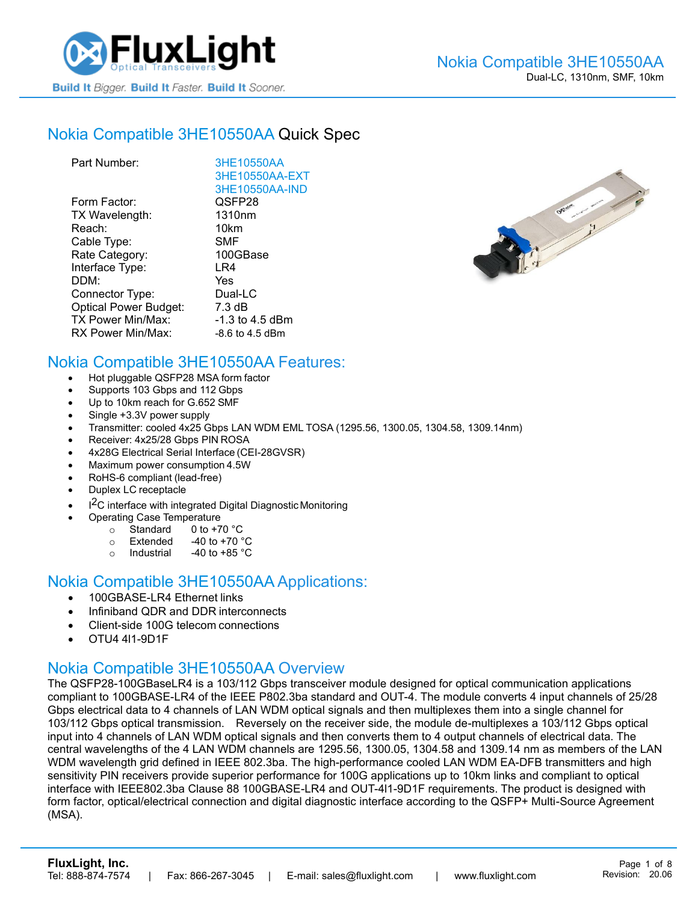# Nokia Compatible 3HE10550AA

Dual-LC, 1310nm, SMF, 10km

## Nokia Compatible 3HE10550AA Quick Spec

| | |
|---|---|
| Part Number: | 3HE10550AA<br>3HE10550AA-EXT<br>3HE10550AA-IND |
| Form Factor: | QSFP28 |
| TX Wavelength: | 1310nm |
| Reach: | 10km |
| Cable Type: | SMF |
| Rate Category: | 100GBase |
| Interface Type: | LR4 |
| DDM: | Yes |
| Connector Type: | Dual-LC |
| Optical Power Budget: | 7.3 dB |
| TX Power Min/Max: | -1.3 to 4.5 dBm |
| RX Power Min/Max: | -8.6 to 4.5 dBm |

## Nokia Compatible 3HE10550AA Features:

- Hot pluggable QSFP28 MSA form factor
- Supports 103 Gbps and 112 Gbps
- Up to 10km reach for G.652 SMF
- Single +3.3V power supply
- Transmitter: cooled 4x25 Gbps LAN WDM EML TOSA (1295.56, 1300.05, 1304.58, 1309.14nm)
- Receiver: 4x25/28 Gbps PIN ROSA
- 4x28G Electrical Serial Interface (CEI-28GVSR)
- Maximum power consumption 4.5W
- RoHS-6 compliant (lead-free)
- Duplex LC receptacle
- $I^2C$ interface with integrated Digital Diagnostic Monitoring
- Operating Case Temperature
  - Standard 0 to +70 °C
  - Extended -40 to +70 °C
  - Industrial -40 to +85 °C

## Nokia Compatible 3HE10550AA Applications:

- 100GBASE-LR4 Ethernet links
- Infiniband QDR and DDR interconnects
- Client-side 100G telecom connections
- OTU4 4I1-9D1F

## Nokia Compatible 3HE10550AA Overview

The QSFP28-100GBaseLR4 is a 103/112 Gbps transceiver module designed for optical communication applications compliant to 100GBASE-LR4 of the IEEE P802.3ba standard and OUT-4. The module converts 4 input channels of 25/28 Gbps electrical data to 4 channels of LAN WDM optical signals and then multiplexes them into a single channel for 103/112 Gbps optical transmission. Reversely on the receiver side, the module de-multiplexes a 103/112 Gbps optical input into 4 channels of LAN WDM optical signals and then converts them to 4 output channels of electrical data. The central wavelengths of the 4 LAN WDM channels are 1295.56, 1300.05, 1304.58 and 1309.14 nm as members of the LAN WDM wavelength grid defined in IEEE 802.3ba. The high-performance cooled LAN WDM EA-DFB transmitters and high sensitivity PIN receivers provide superior performance for 100G applications up to 10km links and compliant to optical interface with IEEE802.3ba Clause 88 100GBASE-LR4 and OUT-4I1-9D1F requirements. The product is designed with form factor, optical/electrical connection and digital diagnostic interface according to the QSFP+ Multi-Source Agreement (MSA).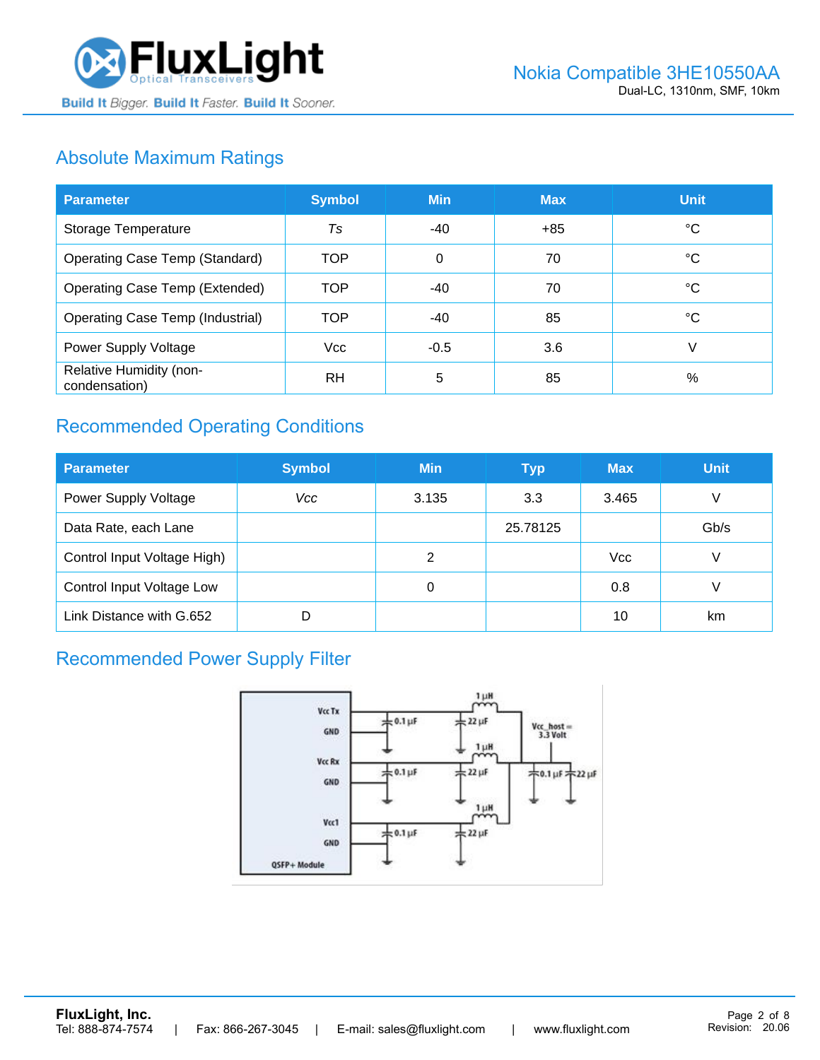## Absolute Maximum Ratings

| Parameter | Symbol | Min | Max | Unit |
|---|---|---|---|---|
| Storage Temperature | *Ts* | -40 | +85 | °C |
| Operating Case Temp (Standard) | TOP | 0 | 70 | °C |
| Operating Case Temp (Extended) | TOP | -40 | 70 | °C |
| Operating Case Temp (Industrial) | TOP | -40 | 85 | °C |
| Power Supply Voltage | Vcc | -0.5 | 3.6 | V |
| Relative Humidity (non-condensation) | RH | 5 | 85 | % |

## Recommended Operating Conditions

| Parameter | Symbol | Min | Typ | Max | Unit |
|---|---|---|---|---|---|
| Power Supply Voltage | *Vcc* | 3.135 | 3.3 | 3.465 | V |
| Data Rate, each Lane | | | 25.78125 | | Gb/s |
| Control Input Voltage High) | | 2 | | Vcc | V |
| Control Input Voltage Low | | 0 | | 0.8 | V |
| Link Distance with G.652 | D | | | 10 | km |

## Recommended Power Supply Filter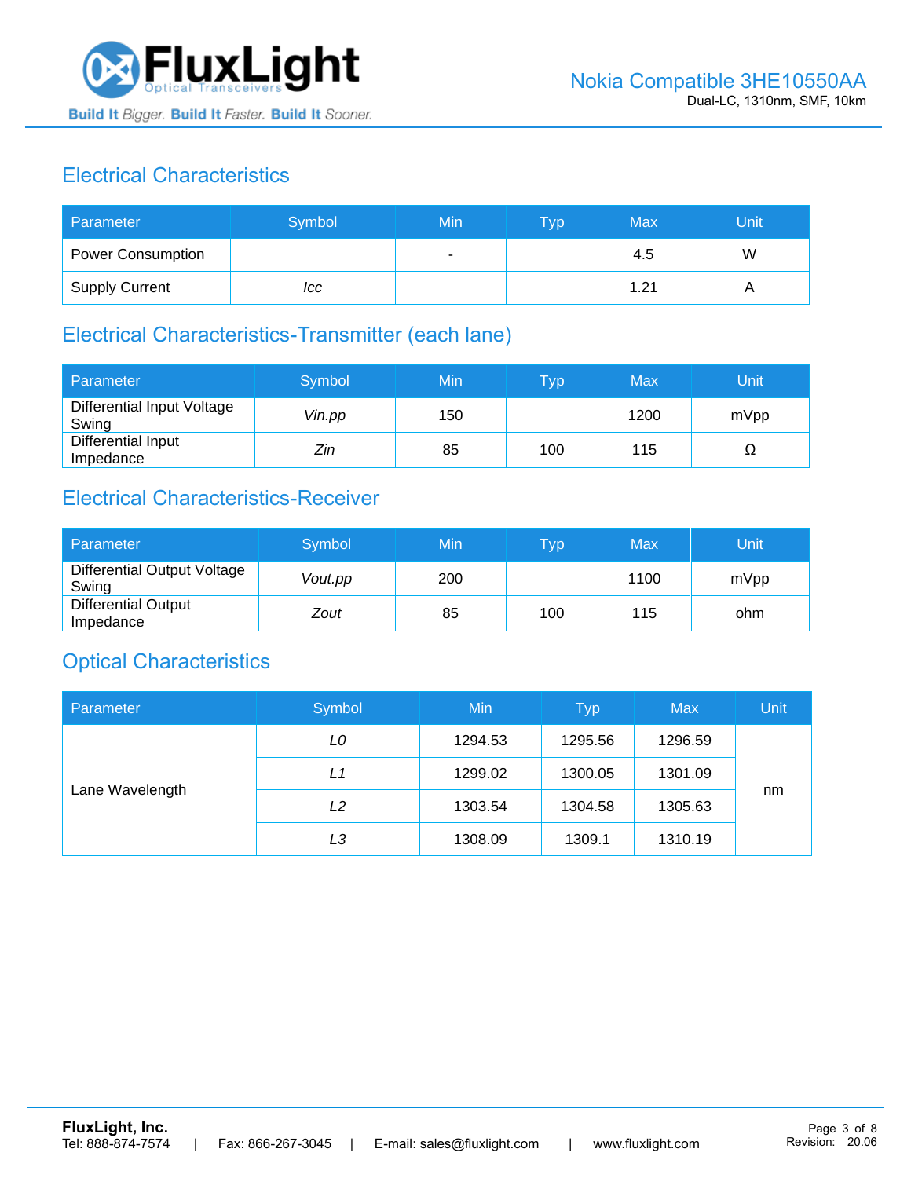## Electrical Characteristics

| Parameter | Symbol | Min | Typ | Max | Unit |
|---|---|---|---|---|---|
| Power Consumption | | - | | 4.5 | W |
| Supply Current | *Icc* | | | 1.21 | A |

## Electrical Characteristics-Transmitter (each lane)

| Parameter | Symbol | Min | Typ | Max | Unit |
|---|---|---|---|---|---|
| Differential Input Voltage Swing | *Vin.pp* | 150 | | 1200 | mVpp |
| Differential Input Impedance | *Zin* | 85 | 100 | 115 | Ω |

## Electrical Characteristics-Receiver

| Parameter | Symbol | Min | Typ | Max | Unit |
|---|---|---|---|---|---|
| Differential Output Voltage Swing | *Vout.pp* | 200 | | 1100 | mVpp |
| Differential Output Impedance | *Zout* | 85 | 100 | 115 | ohm |

## Optical Characteristics

| Parameter | Symbol | Min | Typ | Max | Unit |
|---|---|---|---|---|---|
| Lane Wavelength | *L0* | 1294.53 | 1295.56 | 1296.59 | nm |
| | *L1* | 1299.02 | 1300.05 | 1301.09 | |
| | *L2* | 1303.54 | 1304.58 | 1305.63 | |
| | *L3* | 1308.09 | 1309.1 | 1310.19 | |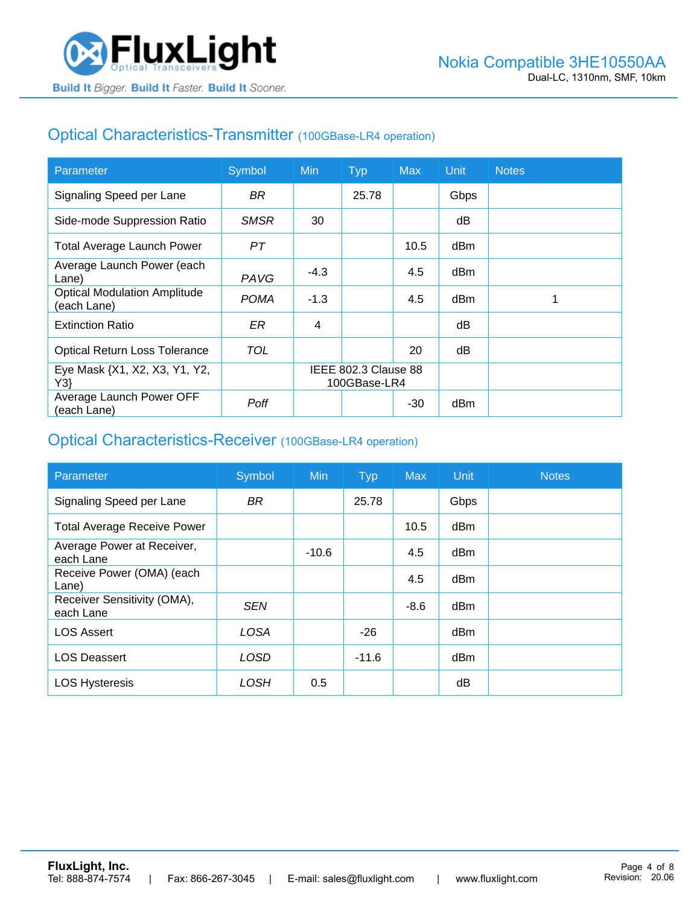## Optical Characteristics-Transmitter (100GBase-LR4 operation)

| Parameter | Symbol | Min | Typ | Max | Unit | Notes |
|---|---|---|---|---|---|---|
| Signaling Speed per Lane | *BR* | | 25.78 | | Gbps | |
| Side-mode Suppression Ratio | *SMSR* | 30 | | | dB | |
| Total Average Launch Power | *PT* | | | 10.5 | dBm | |
| Average Launch Power (each Lane) | *PAVG* | -4.3 | | 4.5 | dBm | |
| Optical Modulation Amplitude (each Lane) | *POMA* | -1.3 | | 4.5 | dBm | 1 |
| Extinction Ratio | *ER* | 4 | | | dB | |
| Optical Return Loss Tolerance | *TOL* | | | 20 | dB | |
| Eye Mask {X1, X2, X3, Y1, Y2, Y3} | | IEEE 802.3 Clause 88 100GBase-LR4 | | | | |
| Average Launch Power OFF (each Lane) | *Poff* | | | -30 | dBm | |

## Optical Characteristics-Receiver (100GBase-LR4 operation)

| Parameter | Symbol | Min | Typ | Max | Unit | Notes |
|---|---|---|---|---|---|---|
| Signaling Speed per Lane | *BR* | | 25.78 | | Gbps | |
| Total Average Receive Power | | | | 10.5 | dBm | |
| Average Power at Receiver, each Lane | | -10.6 | | 4.5 | dBm | |
| Receive Power (OMA) (each Lane) | | | | 4.5 | dBm | |
| Receiver Sensitivity (OMA), each Lane | *SEN* | | | -8.6 | dBm | |
| LOS Assert | *LOSA* | | -26 | | dBm | |
| LOS Deassert | *LOSD* | | -11.6 | | dBm | |
| LOS Hysteresis | *LOSH* | 0.5 | | | dB | |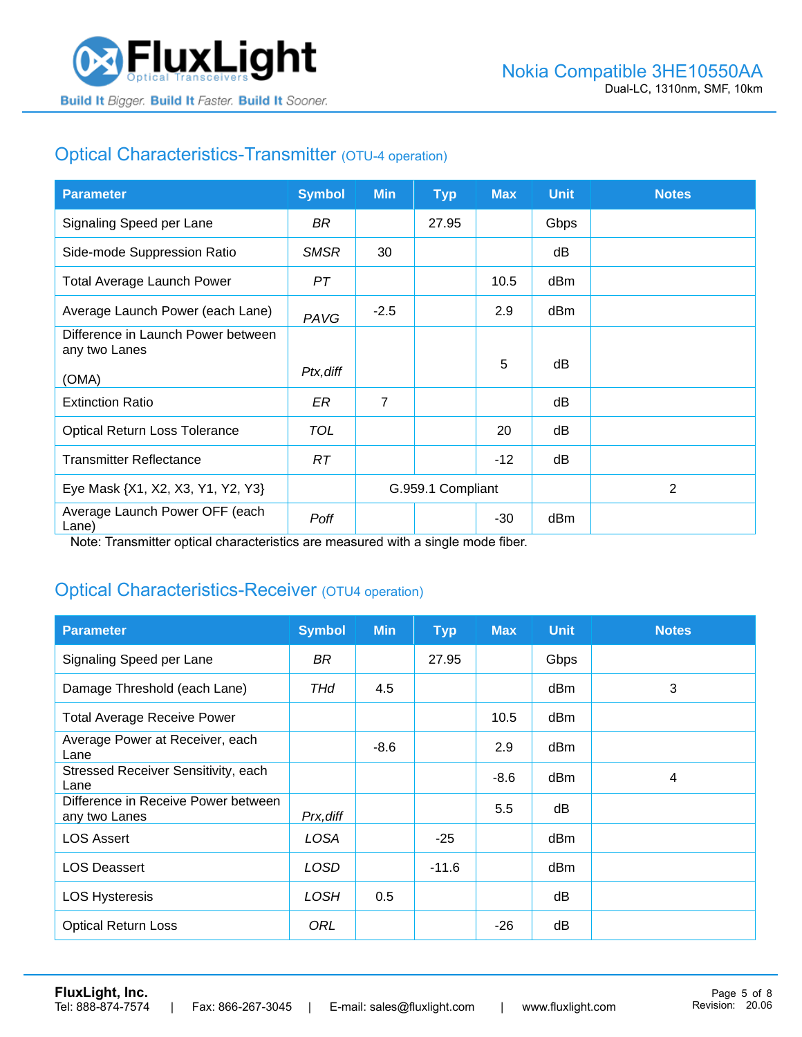## Optical Characteristics-Transmitter (OTU-4 operation)

| Parameter | Symbol | Min | Typ | Max | Unit | Notes |
|---|---|---|---|---|---|---|
| Signaling Speed per Lane | *BR* | | 27.95 | | Gbps | |
| Side-mode Suppression Ratio | *SMSR* | 30 | | | dB | |
| Total Average Launch Power | *PT* | | | 10.5 | dBm | |
| Average Launch Power (each Lane) | *PAVG* | -2.5 | | 2.9 | dBm | |
| Difference in Launch Power between any two Lanes (OMA) | *Ptx,diff* | | | 5 | dB | |
| Extinction Ratio | *ER* | 7 | | | dB | |
| Optical Return Loss Tolerance | *TOL* | | | 20 | dB | |
| Transmitter Reflectance | *RT* | | | -12 | dB | |
| Eye Mask {X1, X2, X3, Y1, Y2, Y3} | | G.959.1 Compliant | | | | 2 |
| Average Launch Power OFF (each Lane) | *Poff* | | | -30 | dBm | |

Note: Transmitter optical characteristics are measured with a single mode fiber.

## Optical Characteristics-Receiver (OTU4 operation)

| Parameter | Symbol | Min | Typ | Max | Unit | Notes |
|---|---|---|---|---|---|---|
| Signaling Speed per Lane | *BR* | | 27.95 | | Gbps | |
| Damage Threshold (each Lane) | *THd* | 4.5 | | | dBm | 3 |
| Total Average Receive Power | | | | 10.5 | dBm | |
| Average Power at Receiver, each Lane | | -8.6 | | 2.9 | dBm | |
| Stressed Receiver Sensitivity, each Lane | | | | -8.6 | dBm | 4 |
| Difference in Receive Power between any two Lanes | *Prx,diff* | | | 5.5 | dB | |
| LOS Assert | *LOSA* | | -25 | | dBm | |
| LOS Deassert | *LOSD* | | -11.6 | | dBm | |
| LOS Hysteresis | *LOSH* | 0.5 | | | dB | |
| Optical Return Loss | *ORL* | | | -26 | dB | |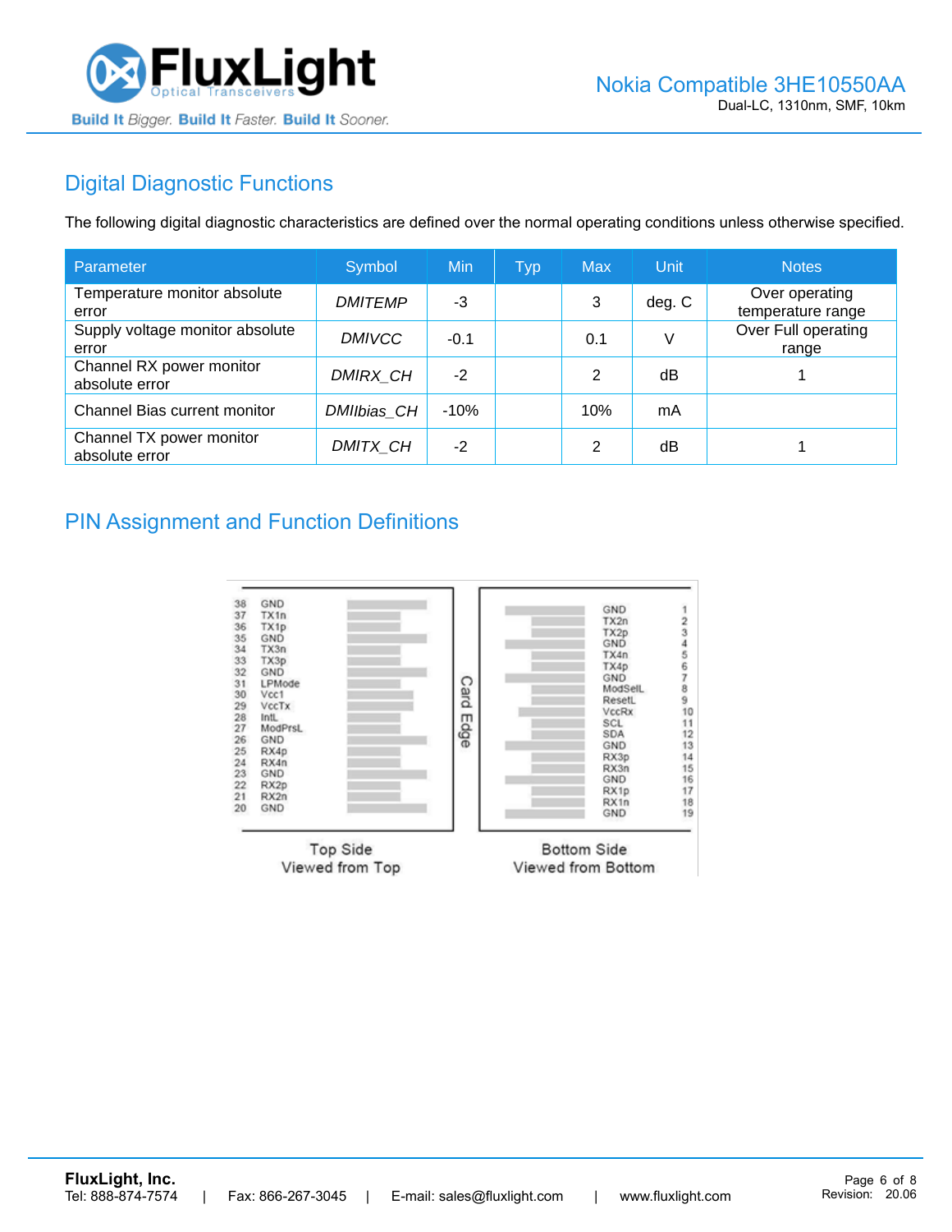## Digital Diagnostic Functions

The following digital diagnostic characteristics are defined over the normal operating conditions unless otherwise specified.

| Parameter | Symbol | Min | Typ | Max | Unit | Notes |
|---|---|---|---|---|---|---|
| Temperature monitor absolute error | *DMITEMP* | -3 | | 3 | deg. C | Over operating temperature range |
| Supply voltage monitor absolute error | *DMIVCC* | -0.1 | | 0.1 | V | Over Full operating range |
| Channel RX power monitor absolute error | *DMIRX_CH* | -2 | | 2 | dB | 1 |
| Channel Bias current monitor | *DMIIbias_CH* | -10% | | 10% | mA | |
| Channel TX power monitor absolute error | *DMITX_CH* | -2 | | 2 | dB | 1 |

## PIN Assignment and Function Definitions

| Top Side (Viewed from Top) | | Bottom Side (Viewed from Bottom) | |
|---|---|---|---|
| 38 | GND | 1 | GND |
| 37 | TX1n | 2 | TX2n |
| 36 | TX1p | 3 | TX2p |
| 35 | GND | 4 | GND |
| 34 | TX3n | 5 | TX4n |
| 33 | TX3p | 6 | TX4p |
| 32 | GND | 7 | GND |
| 31 | LPMode | 8 | ModSelL |
| 30 | Vcc1 | 9 | ResetL |
| 29 | VccTx | 10 | VccRx |
| 28 | IntL | 11 | SCL |
| 27 | ModPrsL | 12 | SDA |
| 26 | GND | 13 | GND |
| 25 | RX4p | 14 | RX3p |
| 24 | RX4n | 15 | RX3n |
| 23 | GND | 16 | GND |
| 22 | RX2p | 17 | RX1p |
| 21 | RX2n | 18 | RX1n |
| 20 | GND | 19 | GND |

Card Edge

Top Side Viewed from Top

Bottom Side Viewed from Bottom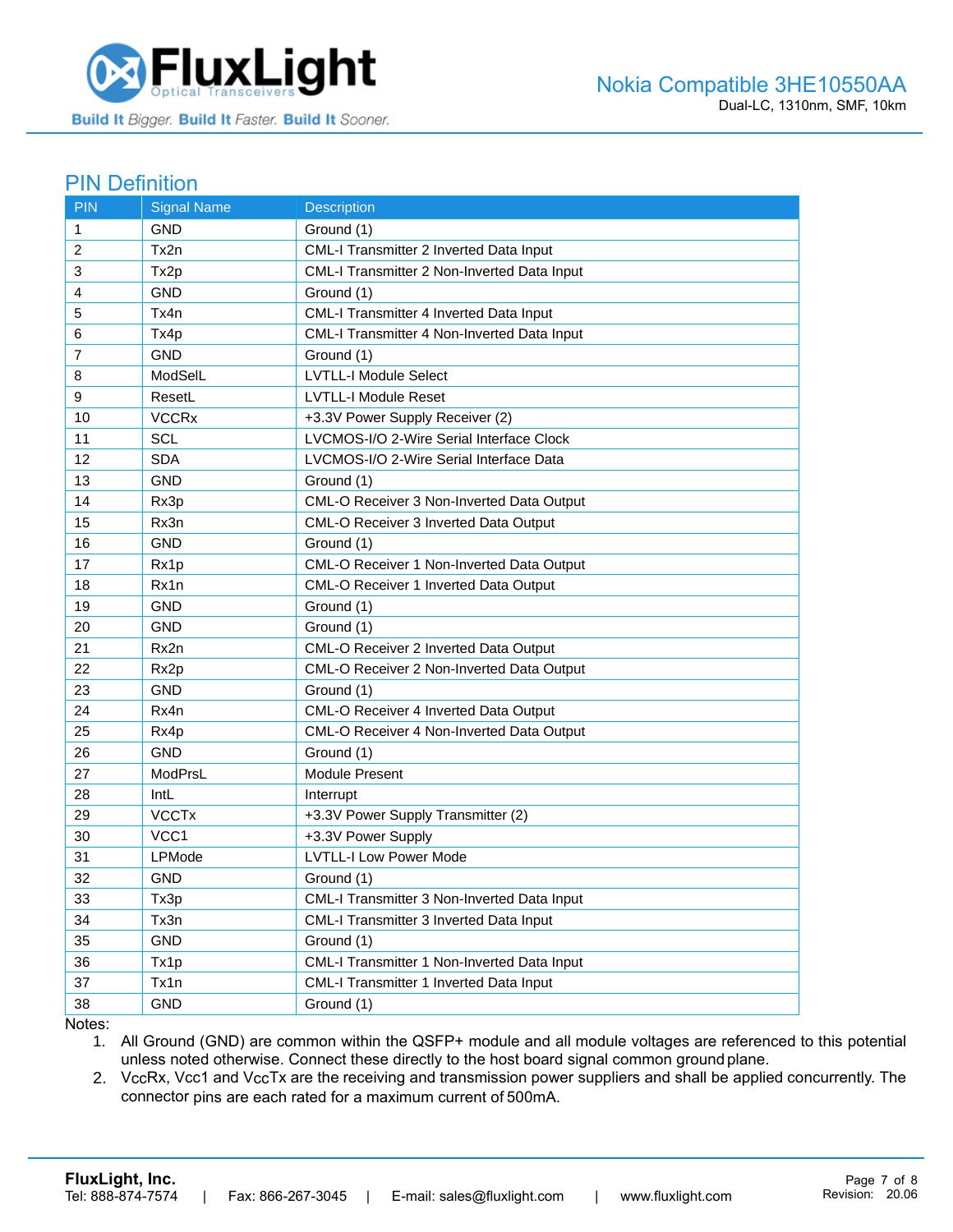## PIN Definition

| PIN | Signal Name | Description |
|---|---|---|
| 1 | GND | Ground (1) |
| 2 | Tx2n | CML-I Transmitter 2 Inverted Data Input |
| 3 | Tx2p | CML-I Transmitter 2 Non-Inverted Data Input |
| 4 | GND | Ground (1) |
| 5 | Tx4n | CML-I Transmitter 4 Inverted Data Input |
| 6 | Tx4p | CML-I Transmitter 4 Non-Inverted Data Input |
| 7 | GND | Ground (1) |
| 8 | ModSelL | LVTLL-I Module Select |
| 9 | ResetL | LVTLL-I Module Reset |
| 10 | VCCRx | +3.3V Power Supply Receiver (2) |
| 11 | SCL | LVCMOS-I/O 2-Wire Serial Interface Clock |
| 12 | SDA | LVCMOS-I/O 2-Wire Serial Interface Data |
| 13 | GND | Ground (1) |
| 14 | Rx3p | CML-O Receiver 3 Non-Inverted Data Output |
| 15 | Rx3n | CML-O Receiver 3 Inverted Data Output |
| 16 | GND | Ground (1) |
| 17 | Rx1p | CML-O Receiver 1 Non-Inverted Data Output |
| 18 | Rx1n | CML-O Receiver 1 Inverted Data Output |
| 19 | GND | Ground (1) |
| 20 | GND | Ground (1) |
| 21 | Rx2n | CML-O Receiver 2 Inverted Data Output |
| 22 | Rx2p | CML-O Receiver 2 Non-Inverted Data Output |
| 23 | GND | Ground (1) |
| 24 | Rx4n | CML-O Receiver 4 Inverted Data Output |
| 25 | Rx4p | CML-O Receiver 4 Non-Inverted Data Output |
| 26 | GND | Ground (1) |
| 27 | ModPrsL | Module Present |
| 28 | IntL | Interrupt |
| 29 | VCCTx | +3.3V Power Supply Transmitter (2) |
| 30 | VCC1 | +3.3V Power Supply |
| 31 | LPMode | LVTLL-I Low Power Mode |
| 32 | GND | Ground (1) |
| 33 | Tx3p | CML-I Transmitter 3 Non-Inverted Data Input |
| 34 | Tx3n | CML-I Transmitter 3 Inverted Data Input |
| 35 | GND | Ground (1) |
| 36 | Tx1p | CML-I Transmitter 1 Non-Inverted Data Input |
| 37 | Tx1n | CML-I Transmitter 1 Inverted Data Input |
| 38 | GND | Ground (1) |

Notes:

1. All Ground (GND) are common within the QSFP+ module and all module voltages are referenced to this potential unless noted otherwise. Connect these directly to the host board signal common ground plane.
2. VccRx, Vcc1 and VccTx are the receiving and transmission power suppliers and shall be applied concurrently. The connector pins are each rated for a maximum current of 500mA.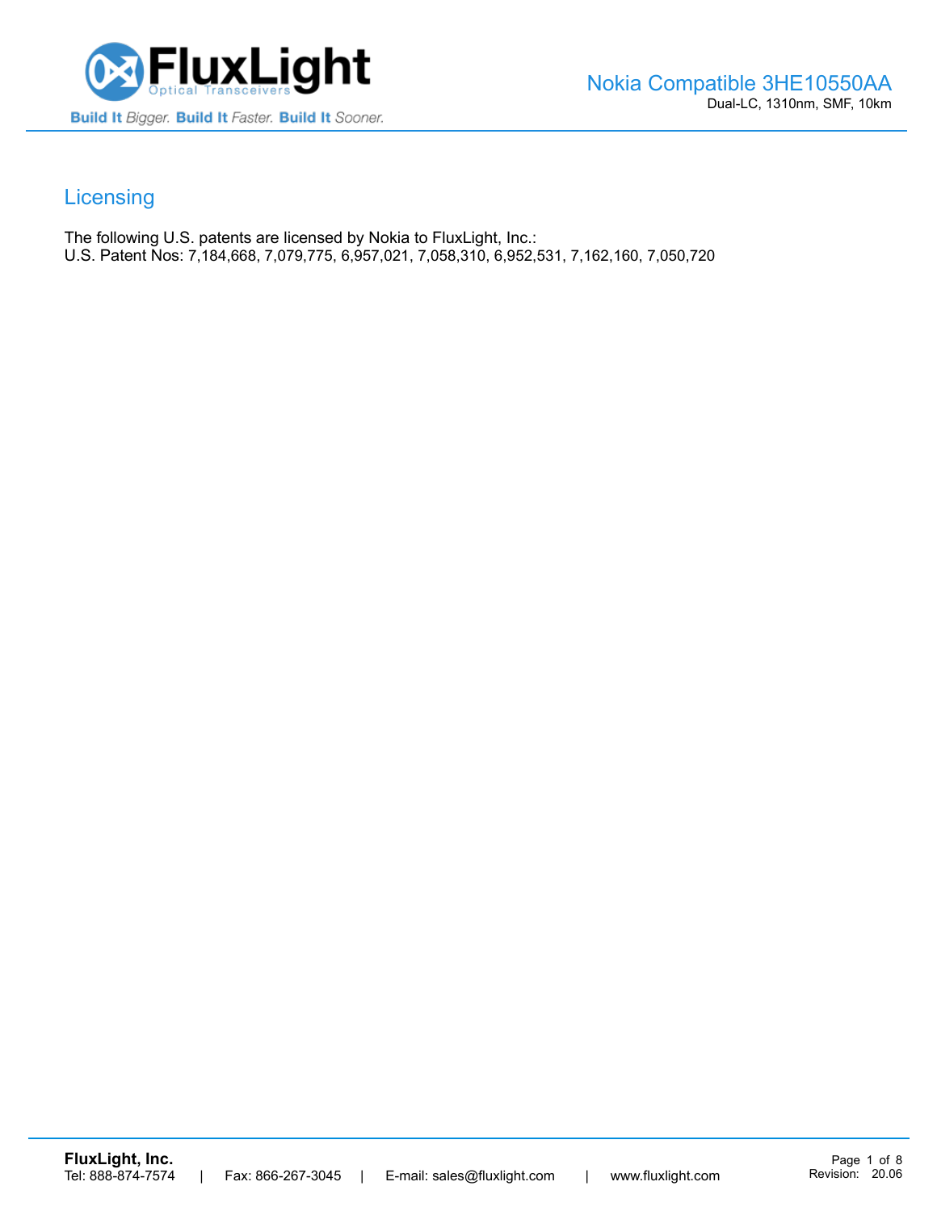## Licensing

The following U.S. patents are licensed by Nokia to FluxLight, Inc.:
U.S. Patent Nos: 7,184,668, 7,079,775, 6,957,021, 7,058,310, 6,952,531, 7,162,160, 7,050,720